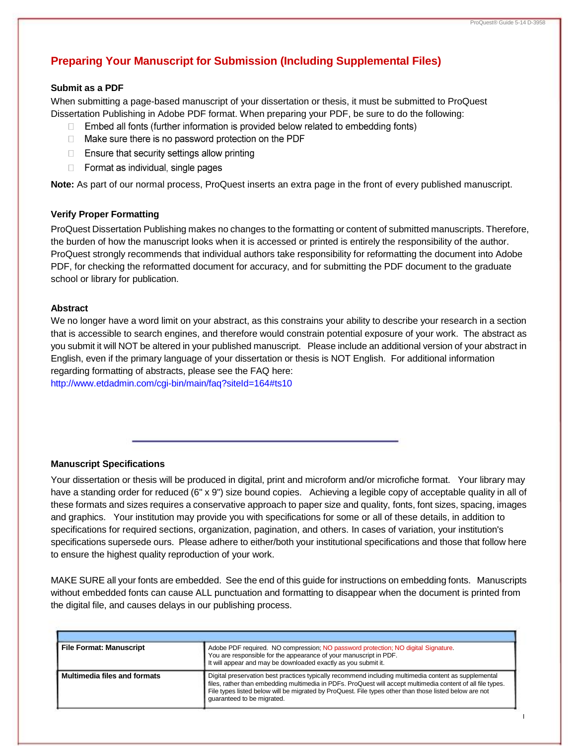## Preparing Your Manuscript for Submission (Including Supplemental Files)

### Submit as a PDF

When submitting a page-based manuscript of your dissertation or thesis, it must be submitted to ProQuest Dissertation Publishing in Adobe PDF format. When preparing your PDF, be sure to do the following:

- Embed all fonts (further information is provided below related to embedding fonts)
- Make sure there is no password protection on the PDF
- Ensure that security settings allow printing
- Format as individual, single pages

**Note:** As part of our normal process, ProQuest inserts an extra page in the front of every published manuscript.

### Verify Proper Formatting

ProQuest Dissertation Publishing makes no changes to the formatting or content of submitted manuscripts. Therefore, the burden of how the manuscript looks when it is accessed or printed is entirely the responsibility of the author. ProQuest strongly recommends that individual authors take responsibility for reformatting the document into Adobe PDF, for checking the reformatted document for accuracy, and for submitting the PDF document to the graduate school or library for publication.

### Abstract

We no longer have a word limit on your abstract, as this constrains your ability to describe your research in a section that is accessible to search engines, and therefore would constrain potential exposure of your work. The abstract as you submit it will NOT be altered in your published manuscript. Please include an additional version of your abstract in English, even if the primary language of your dissertation or thesis is NOT English. For additional information regarding formatting of abstracts, please see the FAQ here:
http://www.etdadmin.com/cgi-bin/main/faq?siteId=164#ts10

---

### Manuscript Specifications

Your dissertation or thesis will be produced in digital, print and microform and/or microfiche format. Your library may have a standing order for reduced (6" x 9") size bound copies. Achieving a legible copy of acceptable quality in all of these formats and sizes requires a conservative approach to paper size and quality, fonts, font sizes, spacing, images and graphics. Your institution may provide you with specifications for some or all of these details, in addition to specifications for required sections, organization, pagination, and others. In cases of variation, your institution's specifications supersede ours. Please adhere to either/both your institutional specifications and those that follow here to ensure the highest quality reproduction of your work.

MAKE SURE all your fonts are embedded. See the end of this guide for instructions on embedding fonts. Manuscripts without embedded fonts can cause ALL punctuation and formatting to disappear when the document is printed from the digital file, and causes delays in our publishing process.

| | |
|---|---|
| **File Format: Manuscript** | Adobe PDF required. NO compression; NO password protection; NO digital Signature. You are responsible for the appearance of your manuscript in PDF. It will appear and may be downloaded exactly as you submit it. |
| **Multimedia files and formats** | Digital preservation best practices typically recommend including multimedia content as supplemental files, rather than embedding multimedia in PDFs. ProQuest will accept multimedia content of all file types. File types listed below will be migrated by ProQuest. File types other than those listed below are not guaranteed to be migrated. |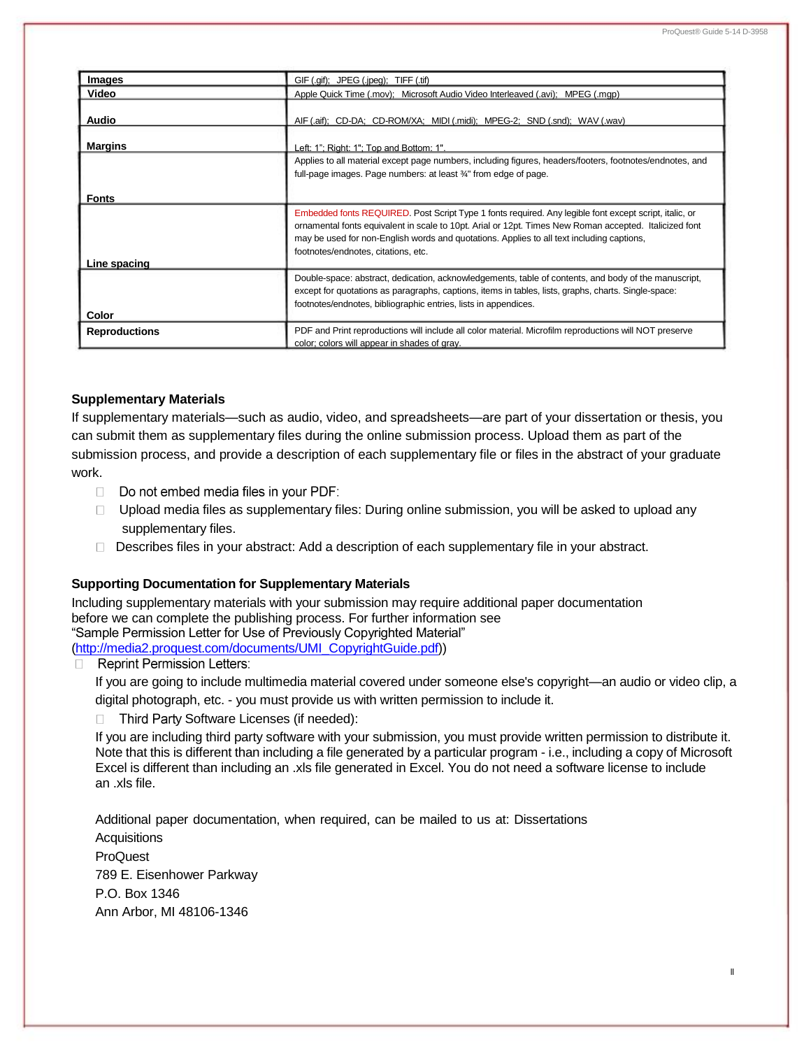| Images | GIF (.gif); JPEG (.jpeg); TIFF (.tif) |
|---|---|
| Video | Apple Quick Time (.mov); Microsoft Audio Video Interleaved (.avi); MPEG (.mgp) |
| Audio | AIF (.aif); CD-DA; CD-ROM/XA; MIDI (.midi); MPEG-2; SND (.snd); WAV (.wav) |
| Margins | Left: 1"; Right: 1"; Top and Bottom: 1". Applies to all material except page numbers, including figures, headers/footers, footnotes/endnotes, and full-page images. Page numbers: at least ¾" from edge of page. |
| Fonts | Embedded fonts REQUIRED. Post Script Type 1 fonts required. Any legible font except script, italic, or ornamental fonts equivalent in scale to 10pt. Arial or 12pt. Times New Roman accepted. Italicized font may be used for non-English words and quotations. Applies to all text including captions, footnotes/endnotes, citations, etc. |
| Line spacing | Double-space: abstract, dedication, acknowledgements, table of contents, and body of the manuscript, except for quotations as paragraphs, captions, items in tables, lists, graphs, charts. Single-space: footnotes/endnotes, bibliographic entries, lists in appendices. |
| Color | |
| Reproductions | PDF and Print reproductions will include all color material. Microfilm reproductions will NOT preserve color; colors will appear in shades of gray. |

### Supplementary Materials

If supplementary materials—such as audio, video, and spreadsheets—are part of your dissertation or thesis, you can submit them as supplementary files during the online submission process. Upload them as part of the submission process, and provide a description of each supplementary file or files in the abstract of your graduate work.

- Do not embed media files in your PDF:
- Upload media files as supplementary files: During online submission, you will be asked to upload any supplementary files.
- Describes files in your abstract: Add a description of each supplementary file in your abstract.

### Supporting Documentation for Supplementary Materials

Including supplementary materials with your submission may require additional paper documentation before we can complete the publishing process. For further information see "Sample Permission Letter for Use of Previously Copyrighted Material" (http://media2.proquest.com/documents/UMI_CopyrightGuide.pdf))

- Reprint Permission Letters:

  If you are going to include multimedia material covered under someone else's copyright—an audio or video clip, a digital photograph, etc. - you must provide us with written permission to include it.

- Third Party Software Licenses (if needed):

  If you are including third party software with your submission, you must provide written permission to distribute it. Note that this is different than including a file generated by a particular program - i.e., including a copy of Microsoft Excel is different than including an .xls file generated in Excel. You do not need a software license to include an .xls file.

Additional paper documentation, when required, can be mailed to us at: Dissertations Acquisitions
ProQuest
789 E. Eisenhower Parkway
P.O. Box 1346
Ann Arbor, MI 48106-1346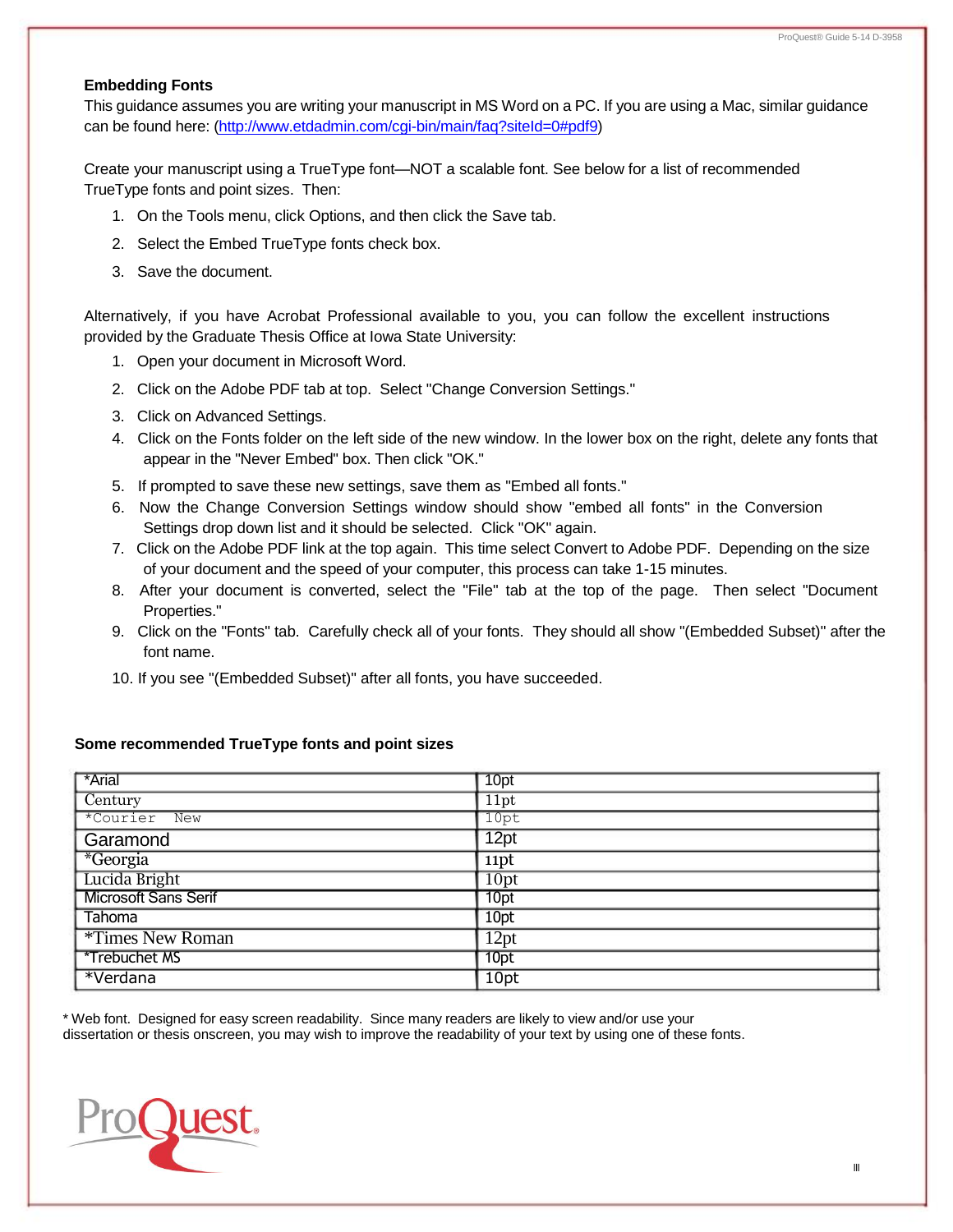### Embedding Fonts

This guidance assumes you are writing your manuscript in MS Word on a PC. If you are using a Mac, similar guidance can be found here: (http://www.etdadmin.com/cgi-bin/main/faq?siteId=0#pdf9)

Create your manuscript using a TrueType font—NOT a scalable font. See below for a list of recommended TrueType fonts and point sizes. Then:

1. On the Tools menu, click Options, and then click the Save tab.
2. Select the Embed TrueType fonts check box.
3. Save the document.

Alternatively, if you have Acrobat Professional available to you, you can follow the excellent instructions provided by the Graduate Thesis Office at Iowa State University:

1. Open your document in Microsoft Word.
2. Click on the Adobe PDF tab at top. Select "Change Conversion Settings."
3. Click on Advanced Settings.
4. Click on the Fonts folder on the left side of the new window. In the lower box on the right, delete any fonts that appear in the "Never Embed" box. Then click "OK."
5. If prompted to save these new settings, save them as "Embed all fonts."
6. Now the Change Conversion Settings window should show "embed all fonts" in the Conversion Settings drop down list and it should be selected. Click "OK" again.
7. Click on the Adobe PDF link at the top again. This time select Convert to Adobe PDF. Depending on the size of your document and the speed of your computer, this process can take 1-15 minutes.
8. After your document is converted, select the "File" tab at the top of the page. Then select "Document Properties."
9. Click on the "Fonts" tab. Carefully check all of your fonts. They should all show "(Embedded Subset)" after the font name.
10. If you see "(Embedded Subset)" after all fonts, you have succeeded.

### Some recommended TrueType fonts and point sizes

| | |
|---|---|
| *Arial | 10pt |
| Century | 11pt |
| *Courier New | 10pt |
| Garamond | 12pt |
| *Georgia | 11pt |
| Lucida Bright | 10pt |
| Microsoft Sans Serif | 10pt |
| Tahoma | 10pt |
| *Times New Roman | 12pt |
| *Trebuchet MS | 10pt |
| *Verdana | 10pt |

* Web font. Designed for easy screen readability. Since many readers are likely to view and/or use your dissertation or thesis onscreen, you may wish to improve the readability of your text by using one of these fonts.